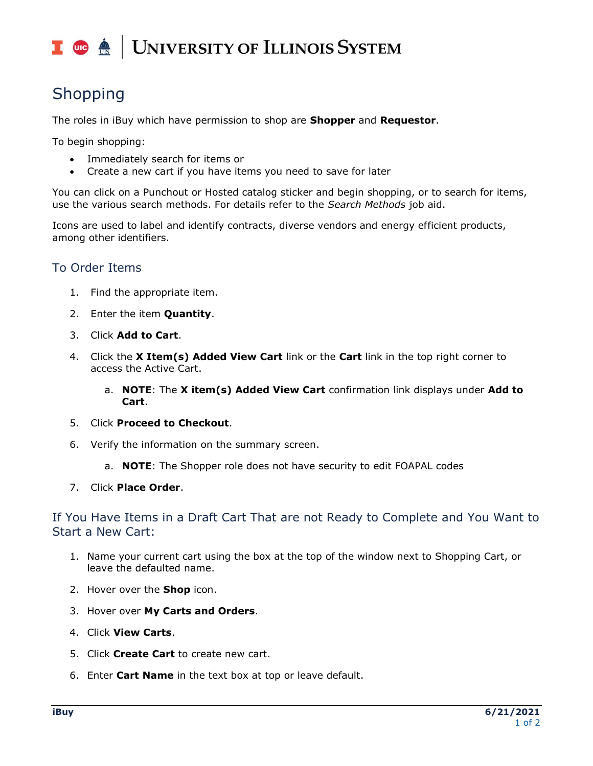# Shopping

The roles in iBuy which have permission to shop are **Shopper** and **Requestor**.

To begin shopping:

- Immediately search for items or
- Create a new cart if you have items you need to save for later

You can click on a Punchout or Hosted catalog sticker and begin shopping, or to search for items, use the various search methods. For details refer to the *Search Methods* job aid.

Icons are used to label and identify contracts, diverse vendors and energy efficient products, among other identifiers.

## To Order Items

1. Find the appropriate item.
2. Enter the item **Quantity**.
3. Click **Add to Cart**.
4. Click the **X Item(s) Added View Cart** link or the **Cart** link in the top right corner to access the Active Cart.
    a. **NOTE**: The **X item(s) Added View Cart** confirmation link displays under **Add to Cart**.
5. Click **Proceed to Checkout**.
6. Verify the information on the summary screen.
    a. **NOTE**: The Shopper role does not have security to edit FOAPAL codes
7. Click **Place Order**.

## If You Have Items in a Draft Cart That are not Ready to Complete and You Want to Start a New Cart:

1. Name your current cart using the box at the top of the window next to Shopping Cart, or leave the defaulted name.
2. Hover over the **Shop** icon.
3. Hover over **My Carts and Orders**.
4. Click **View Carts**.
5. Click **Create Cart** to create new cart.
6. Enter **Cart Name** in the text box at top or leave default.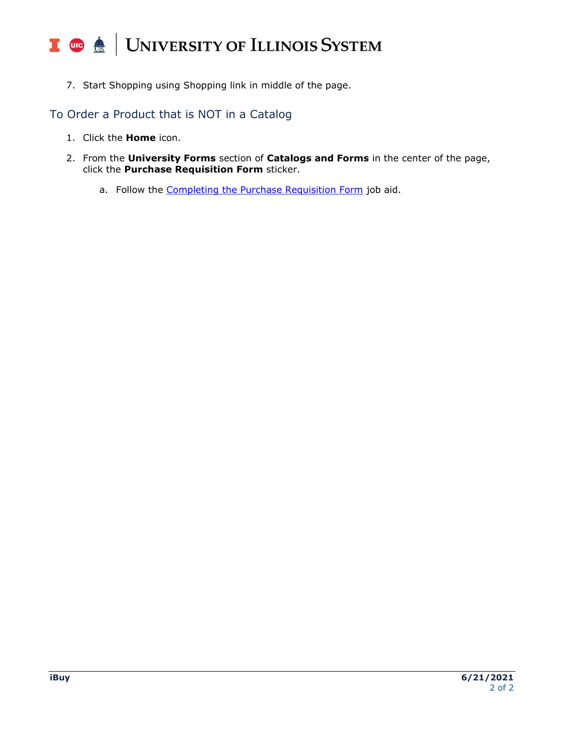7. Start Shopping using Shopping link in middle of the page.

## To Order a Product that is NOT in a Catalog

1. Click the **Home** icon.
2. From the **University Forms** section of **Catalogs and Forms** in the center of the page, click the **Purchase Requisition Form** sticker.
   a. Follow the Completing the Purchase Requisition Form job aid.